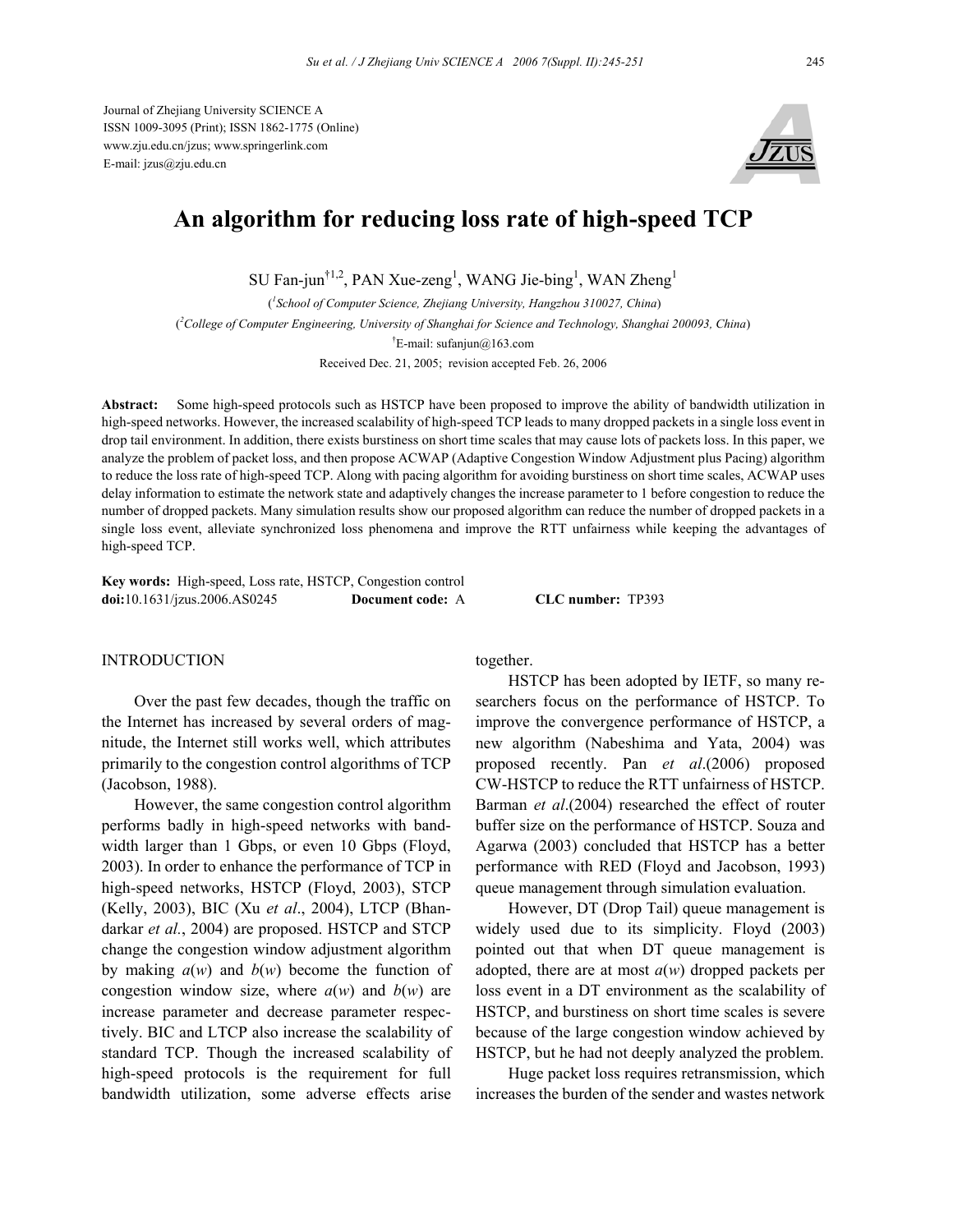Journal of Zhejiang University SCIENCE A
ISSN 1009-3095 (Print); ISSN 1862-1775 (Online)
www.zju.edu.cn/jzus; www.springerlink.com
E-mail: jzus@zju.edu.cn

# An algorithm for reducing loss rate of high-speed TCP

SU Fan-jun[†1,2], PAN Xue-zeng[1], WANG Jie-bing[1], WAN Zheng[1]

([1]*School of Computer Science, Zhejiang University, Hangzhou 310027, China*)

([2]*College of Computer Engineering, University of Shanghai for Science and Technology, Shanghai 200093, China*)

[†]E-mail: sufanjun@163.com

Received Dec. 21, 2005; revision accepted Feb. 26, 2006

**Abstract:** Some high-speed protocols such as HSTCP have been proposed to improve the ability of bandwidth utilization in high-speed networks. However, the increased scalability of high-speed TCP leads to many dropped packets in a single loss event in drop tail environment. In addition, there exists burstiness on short time scales that may cause lots of packets loss. In this paper, we analyze the problem of packet loss, and then propose ACWAP (Adaptive Congestion Window Adjustment plus Pacing) algorithm to reduce the loss rate of high-speed TCP. Along with pacing algorithm for avoiding burstiness on short time scales, ACWAP uses delay information to estimate the network state and adaptively changes the increase parameter to 1 before congestion to reduce the number of dropped packets. Many simulation results show our proposed algorithm can reduce the number of dropped packets in a single loss event, alleviate synchronized loss phenomena and improve the RTT unfairness while keeping the advantages of high-speed TCP.

**Key words:** High-speed, Loss rate, HSTCP, Congestion control
**doi:**10.1631/jzus.2006.AS0245 **Document code:** A **CLC number:** TP393

## INTRODUCTION

Over the past few decades, though the traffic on the Internet has increased by several orders of magnitude, the Internet still works well, which attributes primarily to the congestion control algorithms of TCP (Jacobson, 1988).

However, the same congestion control algorithm performs badly in high-speed networks with bandwidth larger than 1 Gbps, or even 10 Gbps (Floyd, 2003). In order to enhance the performance of TCP in high-speed networks, HSTCP (Floyd, 2003), STCP (Kelly, 2003), BIC (Xu *et al*., 2004), LTCP (Bhandarkar *et al.*, 2004) are proposed. HSTCP and STCP change the congestion window adjustment algorithm by making $a(w)$ and $b(w)$ become the function of congestion window size, where $a(w)$ and $b(w)$ are increase parameter and decrease parameter respectively. BIC and LTCP also increase the scalability of standard TCP. Though the increased scalability of high-speed protocols is the requirement for full bandwidth utilization, some adverse effects arise together.

HSTCP has been adopted by IETF, so many researchers focus on the performance of HSTCP. To improve the convergence performance of HSTCP, a new algorithm (Nabeshima and Yata, 2004) was proposed recently. Pan *et al*.(2006) proposed CW-HSTCP to reduce the RTT unfairness of HSTCP. Barman *et al*.(2004) researched the effect of router buffer size on the performance of HSTCP. Souza and Agarwa (2003) concluded that HSTCP has a better performance with RED (Floyd and Jacobson, 1993) queue management through simulation evaluation.

However, DT (Drop Tail) queue management is widely used due to its simplicity. Floyd (2003) pointed out that when DT queue management is adopted, there are at most $a(w)$ dropped packets per loss event in a DT environment as the scalability of HSTCP, and burstiness on short time scales is severe because of the large congestion window achieved by HSTCP, but he had not deeply analyzed the problem.

Huge packet loss requires retransmission, which increases the burden of the sender and wastes network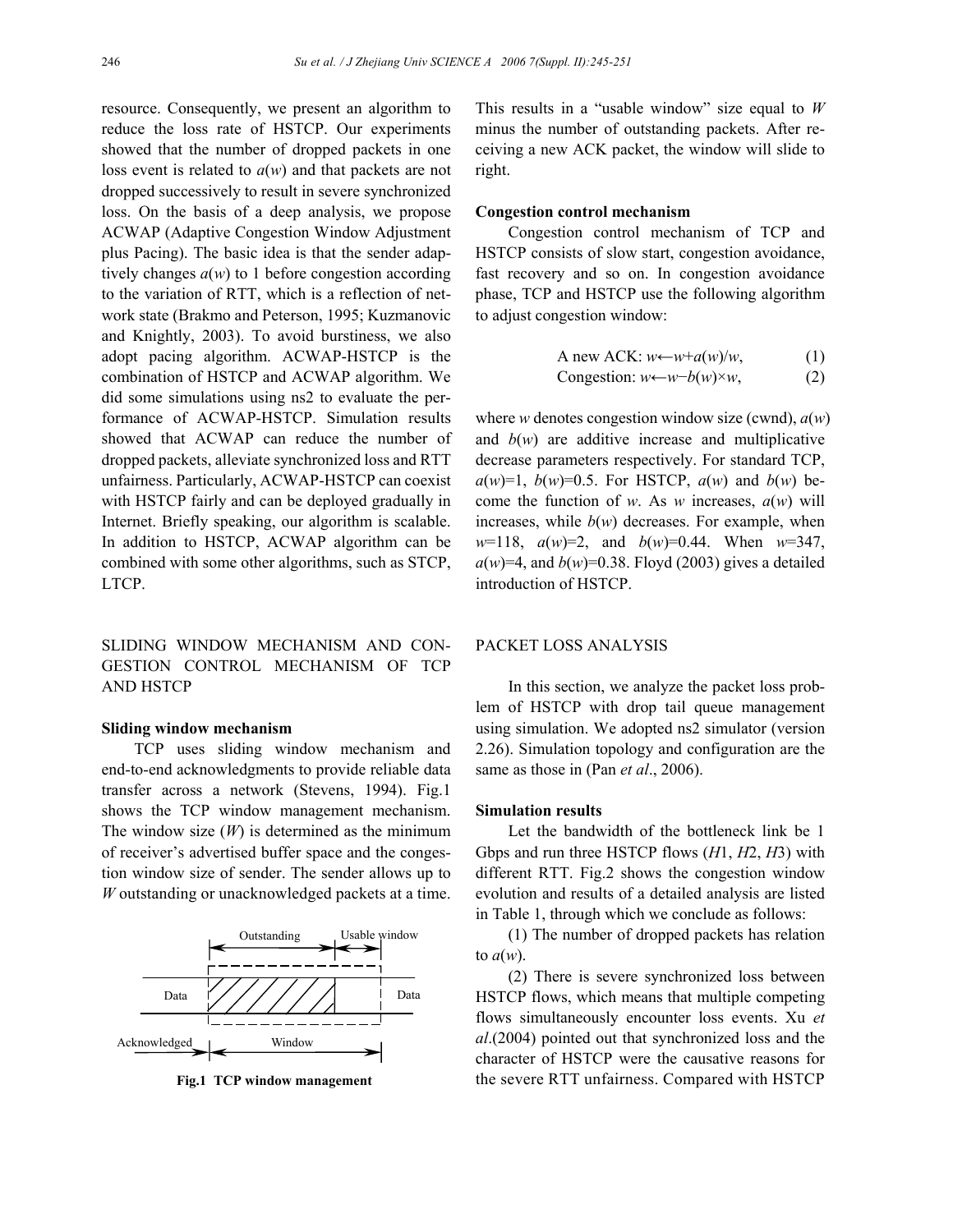resource. Consequently, we present an algorithm to reduce the loss rate of HSTCP. Our experiments showed that the number of dropped packets in one loss event is related to $a(w)$ and that packets are not dropped successively to result in severe synchronized loss. On the basis of a deep analysis, we propose ACWAP (Adaptive Congestion Window Adjustment plus Pacing). The basic idea is that the sender adaptively changes $a(w)$ to 1 before congestion according to the variation of RTT, which is a reflection of network state (Brakmo and Peterson, 1995; Kuzmanovic and Knightly, 2003). To avoid burstiness, we also adopt pacing algorithm. ACWAP-HSTCP is the combination of HSTCP and ACWAP algorithm. We did some simulations using ns2 to evaluate the performance of ACWAP-HSTCP. Simulation results showed that ACWAP can reduce the number of dropped packets, alleviate synchronized loss and RTT unfairness. Particularly, ACWAP-HSTCP can coexist with HSTCP fairly and can be deployed gradually in Internet. Briefly speaking, our algorithm is scalable. In addition to HSTCP, ACWAP algorithm can be combined with some other algorithms, such as STCP, LTCP.

## SLIDING WINDOW MECHANISM AND CONGESTION CONTROL MECHANISM OF TCP AND HSTCP

### Sliding window mechanism

TCP uses sliding window mechanism and end-to-end acknowledgments to provide reliable data transfer across a network (Stevens, 1994). Fig.1 shows the TCP window management mechanism. The window size ($W$) is determined as the minimum of receiver's advertised buffer space and the congestion window size of sender. The sender allows up to $W$ outstanding or unacknowledged packets at a time.

**Fig.1 TCP window management**

This results in a "usable window" size equal to $W$ minus the number of outstanding packets. After receiving a new ACK packet, the window will slide to right.

### Congestion control mechanism

Congestion control mechanism of TCP and HSTCP consists of slow start, congestion avoidance, fast recovery and so on. In congestion avoidance phase, TCP and HSTCP use the following algorithm to adjust congestion window:

$$\text{A new ACK: } w \leftarrow w + a(w)/w, \tag{1}$$

$$\text{Congestion: } w \leftarrow w - b(w) \times w, \tag{2}$$

where $w$ denotes congestion window size (cwnd), $a(w)$ and $b(w)$ are additive increase and multiplicative decrease parameters respectively. For standard TCP, $a(w)=1$, $b(w)=0.5$. For HSTCP, $a(w)$ and $b(w)$ become the function of $w$. As $w$ increases, $a(w)$ will increases, while $b(w)$ decreases. For example, when $w=118$, $a(w)=2$, and $b(w)=0.44$. When $w=347$, $a(w)=4$, and $b(w)=0.38$. Floyd (2003) gives a detailed introduction of HSTCP.

## PACKET LOSS ANALYSIS

In this section, we analyze the packet loss problem of HSTCP with drop tail queue management using simulation. We adopted ns2 simulator (version 2.26). Simulation topology and configuration are the same as those in (Pan *et al*., 2006).

### Simulation results

Let the bandwidth of the bottleneck link be 1 Gbps and run three HSTCP flows ($H1$, $H2$, $H3$) with different RTT. Fig.2 shows the congestion window evolution and results of a detailed analysis are listed in Table 1, through which we conclude as follows:

(1) The number of dropped packets has relation to $a(w)$.

(2) There is severe synchronized loss between HSTCP flows, which means that multiple competing flows simultaneously encounter loss events. Xu *et al*.(2004) pointed out that synchronized loss and the character of HSTCP were the causative reasons for the severe RTT unfairness. Compared with HSTCP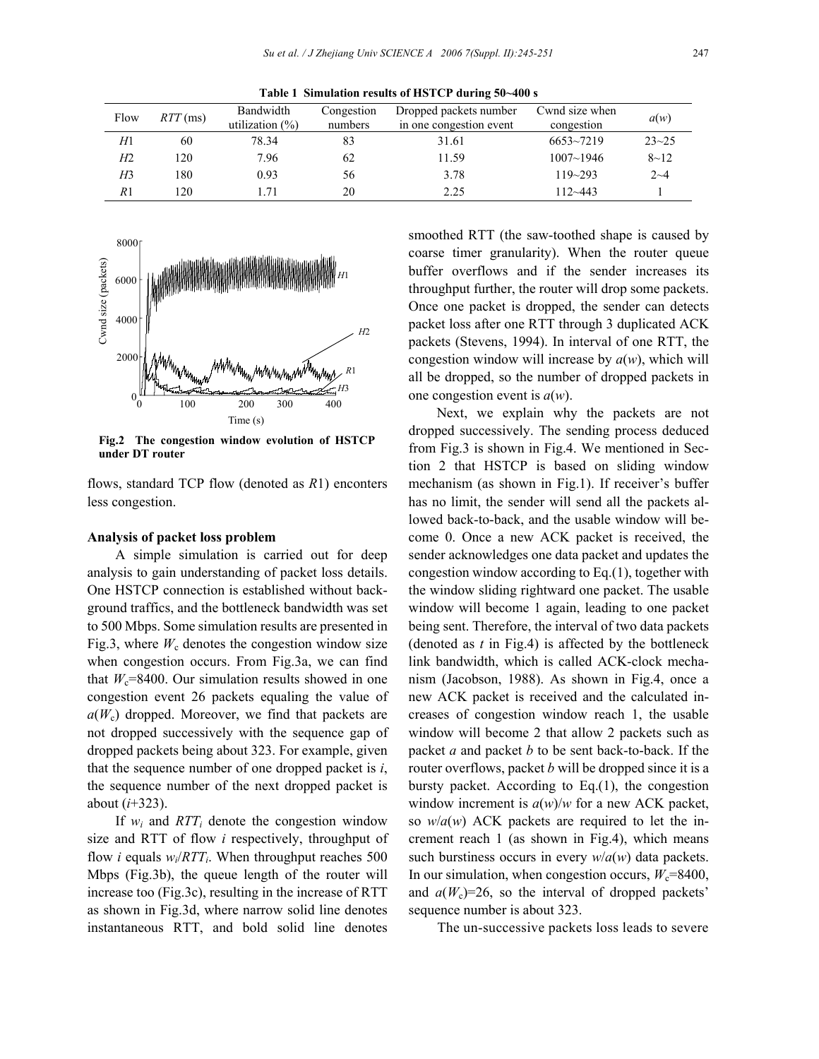**Table 1 Simulation results of HSTCP during 50~400 s**

| Flow | $RTT$ (ms) | Bandwidth utilization (%) | Congestion numbers | Dropped packets number in one congestion event | Cwnd size when congestion | $a(w)$ |
|---|---|---|---|---|---|---|
| $H1$ | 60 | 78.34 | 83 | 31.61 | 6653~7219 | 23~25 |
| $H2$ | 120 | 7.96 | 62 | 11.59 | 1007~1946 | 8~12 |
| $H3$ | 180 | 0.93 | 56 | 3.78 | 119~293 | 2~4 |
| $R1$ | 120 | 1.71 | 20 | 2.25 | 112~443 | 1 |

**Fig.2 The congestion window evolution of HSTCP under DT router**

flows, standard TCP flow (denoted as $R1$) enconters less congestion.

**Analysis of packet loss problem**

A simple simulation is carried out for deep analysis to gain understanding of packet loss details. One HSTCP connection is established without background traffics, and the bottleneck bandwidth was set to 500 Mbps. Some simulation results are presented in Fig.3, where $W_c$ denotes the congestion window size when congestion occurs. From Fig.3a, we can find that $W_c$=8400. Our simulation results showed in one congestion event 26 packets equaling the value of $a(W_c)$ dropped. Moreover, we find that packets are not dropped successively with the sequence gap of dropped packets being about 323. For example, given that the sequence number of one dropped packet is $i$, the sequence number of the next dropped packet is about ($i$+323).

If $w_i$ and $RTT_i$ denote the congestion window size and RTT of flow $i$ respectively, throughput of flow $i$ equals $w_i/RTT_i$. When throughput reaches 500 Mbps (Fig.3b), the queue length of the router will increase too (Fig.3c), resulting in the increase of RTT as shown in Fig.3d, where narrow solid line denotes instantaneous RTT, and bold solid line denotes smoothed RTT (the saw-toothed shape is caused by coarse timer granularity). When the router queue buffer overflows and if the sender increases its throughput further, the router will drop some packets. Once one packet is dropped, the sender can detects packet loss after one RTT through 3 duplicated ACK packets (Stevens, 1994). In interval of one RTT, the congestion window will increase by $a(w)$, which will all be dropped, so the number of dropped packets in one congestion event is $a(w)$.

Next, we explain why the packets are not dropped successively. The sending process deduced from Fig.3 is shown in Fig.4. We mentioned in Section 2 that HSTCP is based on sliding window mechanism (as shown in Fig.1). If receiver's buffer has no limit, the sender will send all the packets allowed back-to-back, and the usable window will become 0. Once a new ACK packet is received, the sender acknowledges one data packet and updates the congestion window according to Eq.(1), together with the window sliding rightward one packet. The usable window will become 1 again, leading to one packet being sent. Therefore, the interval of two data packets (denoted as $t$ in Fig.4) is affected by the bottleneck link bandwidth, which is called ACK-clock mechanism (Jacobson, 1988). As shown in Fig.4, once a new ACK packet is received and the calculated increases of congestion window reach 1, the usable window will become 2 that allow 2 packets such as packet $a$ and packet $b$ to be sent back-to-back. If the router overflows, packet $b$ will be dropped since it is a bursty packet. According to Eq.(1), the congestion window increment is $a(w)/w$ for a new ACK packet, so $w/a(w)$ ACK packets are required to let the increment reach 1 (as shown in Fig.4), which means such burstiness occurs in every $w/a(w)$ data packets. In our simulation, when congestion occurs, $W_c$=8400, and $a(W_c)$=26, so the interval of dropped packets' sequence number is about 323.

The un-successive packets loss leads to severe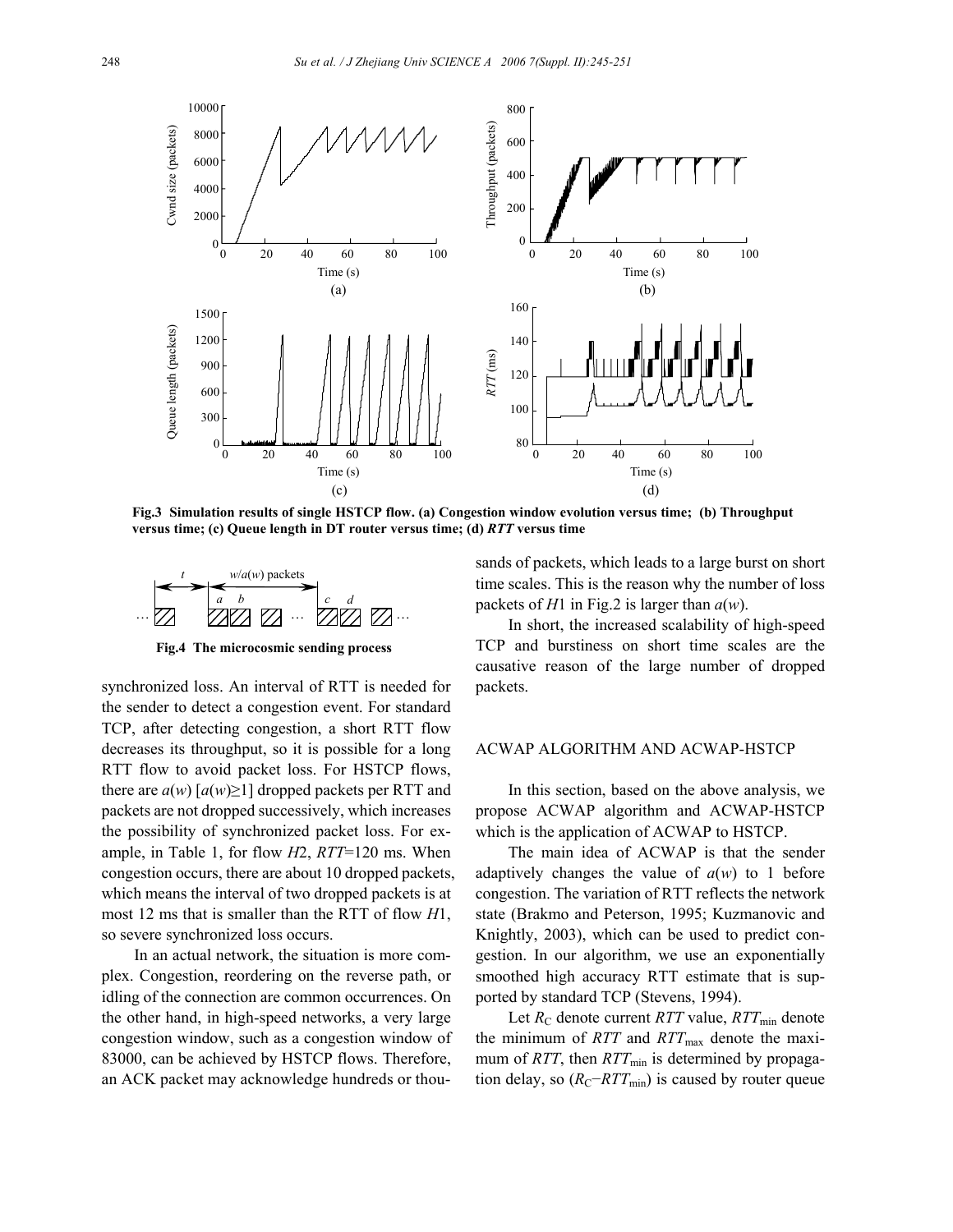Fig.3 Simulation results of single HSTCP flow. (a) Congestion window evolution versus time; (b) Throughput versus time; (c) Queue length in DT router versus time; (d) *RTT* versus time

Fig.4 The microcosmic sending process

synchronized loss. An interval of RTT is needed for the sender to detect a congestion event. For standard TCP, after detecting congestion, a short RTT flow decreases its throughput, so it is possible for a long RTT flow to avoid packet loss. For HSTCP flows, there are $a(w)$ [$a(w)\geq 1$] dropped packets per RTT and packets are not dropped successively, which increases the possibility of synchronized packet loss. For example, in Table 1, for flow $H2$, $RTT$=120 ms. When congestion occurs, there are about 10 dropped packets, which means the interval of two dropped packets is at most 12 ms that is smaller than the RTT of flow $H1$, so severe synchronized loss occurs.

In an actual network, the situation is more complex. Congestion, reordering on the reverse path, or idling of the connection are common occurrences. On the other hand, in high-speed networks, a very large congestion window, such as a congestion window of 83000, can be achieved by HSTCP flows. Therefore, an ACK packet may acknowledge hundreds or thousands of packets, which leads to a large burst on short time scales. This is the reason why the number of loss packets of $H1$ in Fig.2 is larger than $a(w)$.

In short, the increased scalability of high-speed TCP and burstiness on short time scales are the causative reason of the large number of dropped packets.

## ACWAP ALGORITHM AND ACWAP-HSTCP

In this section, based on the above analysis, we propose ACWAP algorithm and ACWAP-HSTCP which is the application of ACWAP to HSTCP.

The main idea of ACWAP is that the sender adaptively changes the value of $a(w)$ to 1 before congestion. The variation of RTT reflects the network state (Brakmo and Peterson, 1995; Kuzmanovic and Knightly, 2003), which can be used to predict congestion. In our algorithm, we use an exponentially smoothed high accuracy RTT estimate that is supported by standard TCP (Stevens, 1994).

Let $R_C$ denote current $RTT$ value, $RTT_{min}$ denote the minimum of $RTT$ and $RTT_{max}$ denote the maximum of $RTT$, then $RTT_{min}$ is determined by propagation delay, so ($R_C-RTT_{min}$) is caused by router queue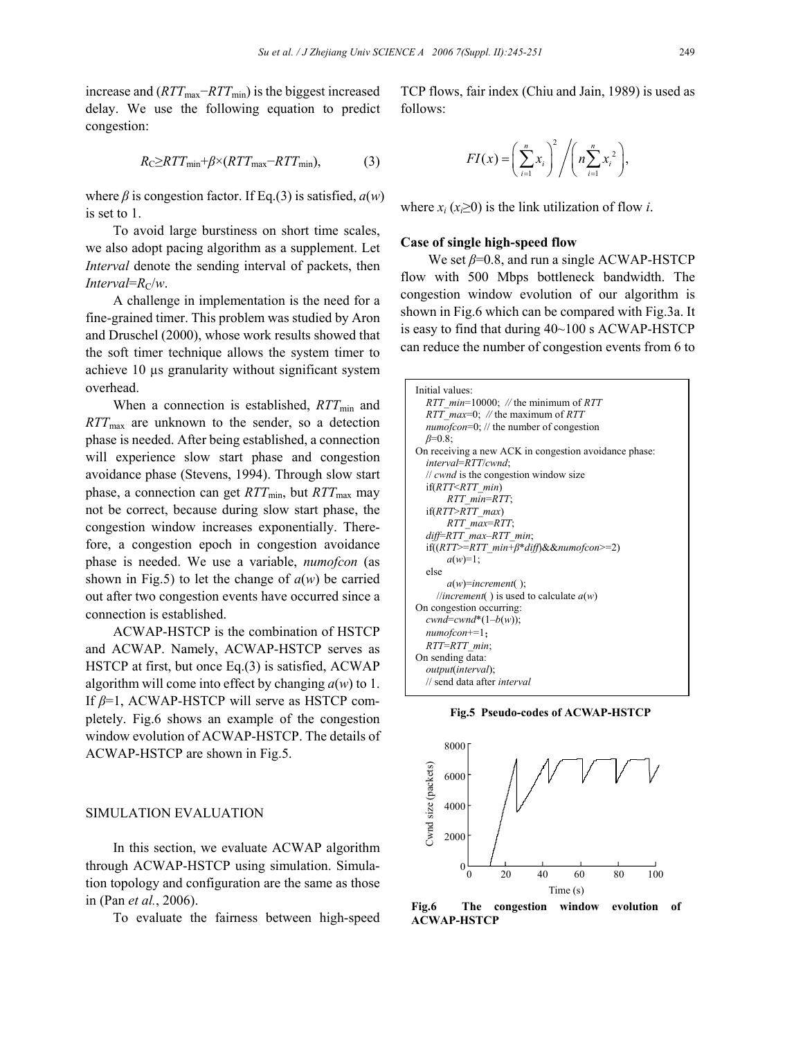increase and ($RTT_{max}-RTT_{min}$) is the biggest increased delay. We use the following equation to predict congestion:

$$R_C \geq RTT_{min}+\beta\times(RTT_{max}-RTT_{min}), \quad (3)$$

where $\beta$ is congestion factor. If Eq.(3) is satisfied, $a(w)$ is set to 1.

To avoid large burstiness on short time scales, we also adopt pacing algorithm as a supplement. Let *Interval* denote the sending interval of packets, then *Interval*=$R_C/w$.

A challenge in implementation is the need for a fine-grained timer. This problem was studied by Aron and Druschel (2000), whose work results showed that the soft timer technique allows the system timer to achieve 10 μs granularity without significant system overhead.

When a connection is established, $RTT_{min}$ and $RTT_{max}$ are unknown to the sender, so a detection phase is needed. After being established, a connection will experience slow start phase and congestion avoidance phase (Stevens, 1994). Through slow start phase, a connection can get $RTT_{min}$, but $RTT_{max}$ may not be correct, because during slow start phase, the congestion window increases exponentially. Therefore, a congestion epoch in congestion avoidance phase is needed. We use a variable, *numofcon* (as shown in Fig.5) to let the change of $a(w)$ be carried out after two congestion events have occurred since a connection is established.

ACWAP-HSTCP is the combination of HSTCP and ACWAP. Namely, ACWAP-HSTCP serves as HSTCP at first, but once Eq.(3) is satisfied, ACWAP algorithm will come into effect by changing $a(w)$ to 1. If $\beta$=1, ACWAP-HSTCP will serve as HSTCP completely. Fig.6 shows an example of the congestion window evolution of ACWAP-HSTCP. The details of ACWAP-HSTCP are shown in Fig.5.

## SIMULATION EVALUATION

In this section, we evaluate ACWAP algorithm through ACWAP-HSTCP using simulation. Simulation topology and configuration are the same as those in (Pan *et al.*, 2006).

To evaluate the fairness between high-speed TCP flows, fair index (Chiu and Jain, 1989) is used as follows:

$$FI(x)=\left(\sum_{i=1}^{n}x_i\right)^2 \Bigg/ \left(n\sum_{i=1}^{n}x_i^2\right),$$

where $x_i$ ($x_i\geq0$) is the link utilization of flow *i*.

### Case of single high-speed flow

We set $\beta$=0.8, and run a single ACWAP-HSTCP flow with 500 Mbps bottleneck bandwidth. The congestion window evolution of our algorithm is shown in Fig.6 which can be compared with Fig.3a. It is easy to find that during 40~100 s ACWAP-HSTCP can reduce the number of congestion events from 6 to

```
Initial values:
   RTT_min=10000; // the minimum of RTT
   RTT_max=0; // the maximum of RTT
   numofcon=0; // the number of congestion
   β=0.8;
On receiving a new ACK in congestion avoidance phase:
   interval=RTT/cwnd;
   // cwnd is the congestion window size
   if(RTT<RTT_min)
        RTT_min=RTT;
   if(RTT>RTT_max)
        RTT_max=RTT;
   diff=RTT_max–RTT_min;
   if((RTT>=RTT_min+β*diff)&&numofcon>=2)
        a(w)=1;
   else
        a(w)=increment( );
     //increment( ) is used to calculate a(w)
On congestion occurring:
   cwnd=cwnd*(1–b(w));
   numofcon+=1;
   RTT=RTT_min;
On sending data:
   output(interval);
   // send data after interval
```

**Fig.5 Pseudo-codes of ACWAP-HSTCP**

**Fig.6 The congestion window evolution of ACWAP-HSTCP**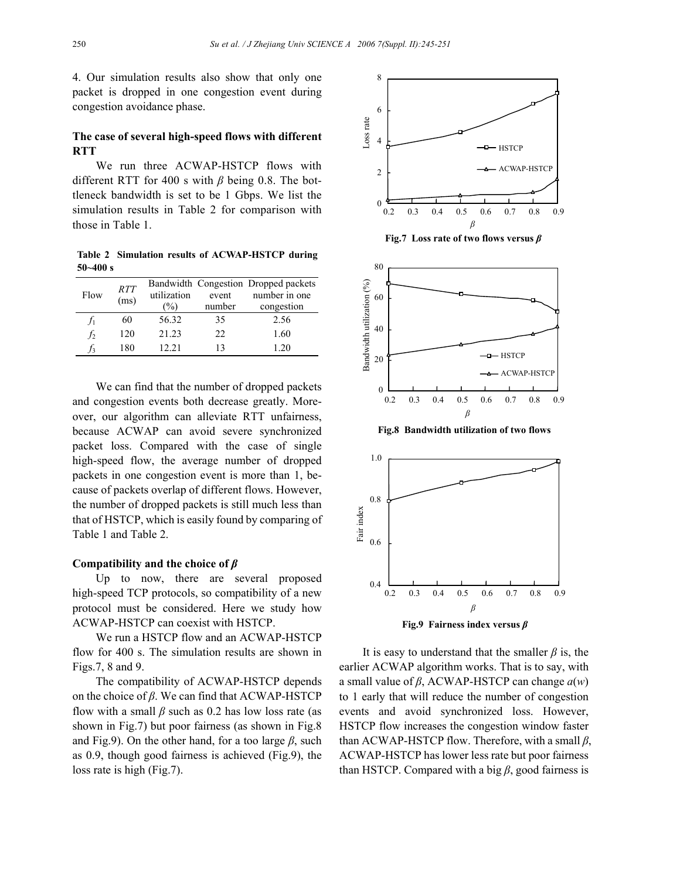4. Our simulation results also show that only one packet is dropped in one congestion event during congestion avoidance phase.

### The case of several high-speed flows with different RTT

We run three ACWAP-HSTCP flows with different RTT for 400 s with $\beta$ being 0.8. The bottleneck bandwidth is set to be 1 Gbps. We list the simulation results in Table 2 for comparison with those in Table 1.

**Table 2 Simulation results of ACWAP-HSTCP during 50~400 s**

| Flow | *RTT* (ms) | Bandwidth utilization (%) | Congestion event number | Dropped packets number in one congestion |
|---|---|---|---|---|
| $f_1$ | 60 | 56.32 | 35 | 2.56 |
| $f_2$ | 120 | 21.23 | 22 | 1.60 |
| $f_3$ | 180 | 12.21 | 13 | 1.20 |

We can find that the number of dropped packets and congestion events both decrease greatly. Moreover, our algorithm can alleviate RTT unfairness, because ACWAP can avoid severe synchronized packet loss. Compared with the case of single high-speed flow, the average number of dropped packets in one congestion event is more than 1, because of packets overlap of different flows. However, the number of dropped packets is still much less than that of HSTCP, which is easily found by comparing of Table 1 and Table 2.

### Compatibility and the choice of $\beta$

Up to now, there are several proposed high-speed TCP protocols, so compatibility of a new protocol must be considered. Here we study how ACWAP-HSTCP can coexist with HSTCP.

We run a HSTCP flow and an ACWAP-HSTCP flow for 400 s. The simulation results are shown in Figs.7, 8 and 9.

The compatibility of ACWAP-HSTCP depends on the choice of $\beta$. We can find that ACWAP-HSTCP flow with a small $\beta$ such as 0.2 has low loss rate (as shown in Fig.7) but poor fairness (as shown in Fig.8 and Fig.9). On the other hand, for a too large $\beta$, such as 0.9, though good fairness is achieved (Fig.9), the loss rate is high (Fig.7).

**Fig.7 Loss rate of two flows versus $\beta$**

**Fig.8 Bandwidth utilization of two flows**

**Fig.9 Fairness index versus $\beta$**

It is easy to understand that the smaller $\beta$ is, the earlier ACWAP algorithm works. That is to say, with a small value of $\beta$, ACWAP-HSTCP can change $a(w)$ to 1 early that will reduce the number of congestion events and avoid synchronized loss. However, HSTCP flow increases the congestion window faster than ACWAP-HSTCP flow. Therefore, with a small $\beta$, ACWAP-HSTCP has lower less rate but poor fairness than HSTCP. Compared with a big $\beta$, good fairness is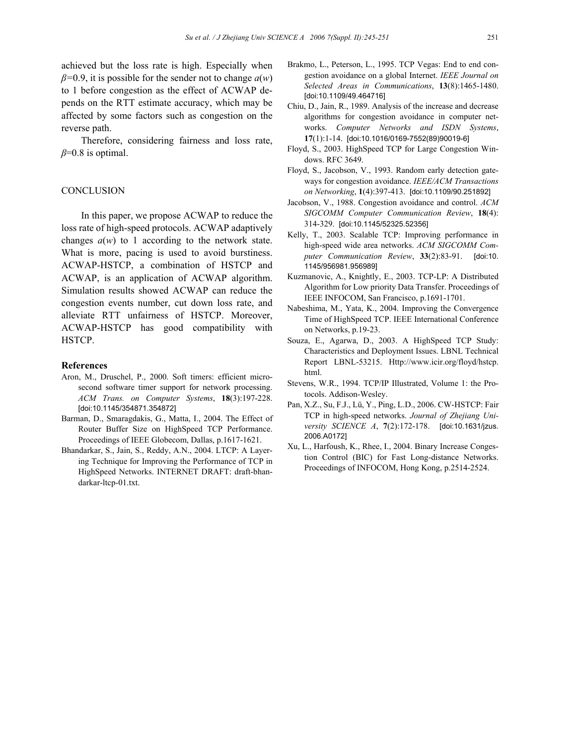achieved but the loss rate is high. Especially when $\beta$=0.9, it is possible for the sender not to change $a(w)$ to 1 before congestion as the effect of ACWAP depends on the RTT estimate accuracy, which may be affected by some factors such as congestion on the reverse path.

Therefore, considering fairness and loss rate, $\beta$=0.8 is optimal.

## CONCLUSION

In this paper, we propose ACWAP to reduce the loss rate of high-speed protocols. ACWAP adaptively changes $a(w)$ to 1 according to the network state. What is more, pacing is used to avoid burstiness. ACWAP-HSTCP, a combination of HSTCP and ACWAP, is an application of ACWAP algorithm. Simulation results showed ACWAP can reduce the congestion events number, cut down loss rate, and alleviate RTT unfairness of HSTCP. Moreover, ACWAP-HSTCP has good compatibility with HSTCP.

## References

Aron, M., Druschel, P., 2000. Soft timers: efficient microsecond software timer support for network processing. *ACM Trans. on Computer Systems*, **18**(3):197-228. [doi:10.1145/354871.354872]

Barman, D., Smaragdakis, G., Matta, I., 2004. The Effect of Router Buffer Size on HighSpeed TCP Performance. Proceedings of IEEE Globecom, Dallas, p.1617-1621.

Bhandarkar, S., Jain, S., Reddy, A.N., 2004. LTCP: A Layering Technique for Improving the Performance of TCP in HighSpeed Networks. INTERNET DRAFT: draft-bhandarkar-ltcp-01.txt.

Brakmo, L., Peterson, L., 1995. TCP Vegas: End to end congestion avoidance on a global Internet. *IEEE Journal on Selected Areas in Communications*, **13**(8):1465-1480. [doi:10.1109/49.464716]

Chiu, D., Jain, R., 1989. Analysis of the increase and decrease algorithms for congestion avoidance in computer networks. *Computer Networks and ISDN Systems*, **17**(1):1-14. [doi:10.1016/0169-7552(89)90019-6]

Floyd, S., 2003. HighSpeed TCP for Large Congestion Windows. RFC 3649.

Floyd, S., Jacobson, V., 1993. Random early detection gateways for congestion avoidance. *IEEE/ACM Transactions on Networking*, **1**(4):397-413. [doi:10.1109/90.251892]

Jacobson, V., 1988. Congestion avoidance and control. *ACM SIGCOMM Computer Communication Review*, **18**(4): 314-329. [doi:10.1145/52325.52356]

Kelly, T., 2003. Scalable TCP: Improving performance in high-speed wide area networks. *ACM SIGCOMM Computer Communication Review*, **33**(2):83-91. [doi:10.1145/956981.956989]

Kuzmanovic, A., Knightly, E., 2003. TCP-LP: A Distributed Algorithm for Low priority Data Transfer. Proceedings of IEEE INFOCOM, San Francisco, p.1691-1701.

Nabeshima, M., Yata, K., 2004. Improving the Convergence Time of HighSpeed TCP. IEEE International Conference on Networks, p.19-23.

Souza, E., Agarwa, D., 2003. A HighSpeed TCP Study: Characteristics and Deployment Issues. LBNL Technical Report LBNL-53215. Http://www.icir.org/floyd/hstcp.html.

Stevens, W.R., 1994. TCP/IP Illustrated, Volume 1: the Protocols. Addison-Wesley.

Pan, X.Z., Su, F.J., Lü, Y., Ping, L.D., 2006. CW-HSTCP: Fair TCP in high-speed networks. *Journal of Zhejiang University SCIENCE A*, **7**(2):172-178. [doi:10.1631/jzus.2006.A0172]

Xu, L., Harfoush, K., Rhee, I., 2004. Binary Increase Congestion Control (BIC) for Fast Long-distance Networks. Proceedings of INFOCOM, Hong Kong, p.2514-2524.